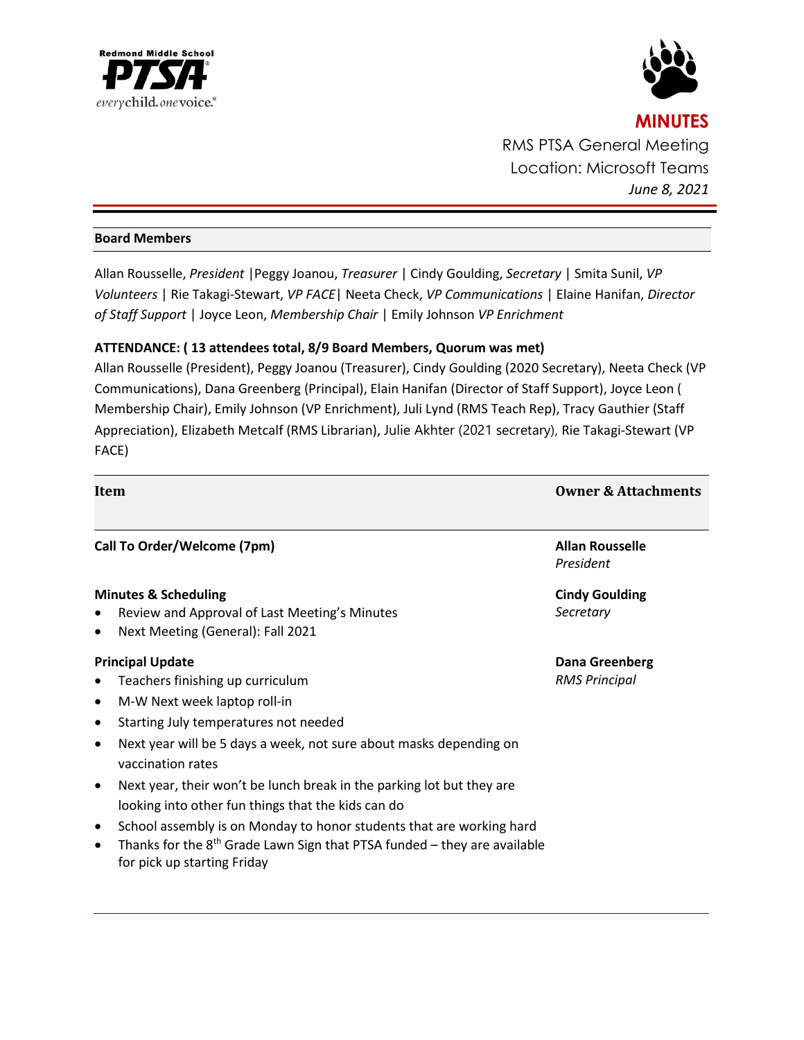Redmond Middle School
**PTSA**
*every*child. *one*voice.®

# MINUTES

RMS PTSA General Meeting
Location: Microsoft Teams
*June 8, 2021*

---

**Board Members**

Allan Rousselle, *President* |Peggy Joanou, *Treasurer* | Cindy Goulding, *Secretary* | Smita Sunil, *VP Volunteers* | Rie Takagi-Stewart, *VP FACE*| Neeta Check, *VP Communications* | Elaine Hanifan, *Director of Staff Support* | Joyce Leon, *Membership Chair* | Emily Johnson *VP Enrichment*

**ATTENDANCE: ( 13 attendees total, 8/9 Board Members, Quorum was met)**

Allan Rousselle (President), Peggy Joanou (Treasurer), Cindy Goulding (2020 Secretary), Neeta Check (VP Communications), Dana Greenberg (Principal), Elain Hanifan (Director of Staff Support), Joyce Leon ( Membership Chair), Emily Johnson (VP Enrichment), Juli Lynd (RMS Teach Rep), Tracy Gauthier (Staff Appreciation), Elizabeth Metcalf (RMS Librarian), Julie Akhter (2021 secretary), Rie Takagi-Stewart (VP FACE)

| **Item** | **Owner & Attachments** |
|---|---|
| **Call To Order/Welcome (7pm)** | **Allan Rousselle** *President* |
| **Minutes & Scheduling**<br>• Review and Approval of Last Meeting's Minutes<br>• Next Meeting (General): Fall 2021 | **Cindy Goulding** *Secretary* |
| **Principal Update**<br>• Teachers finishing up curriculum<br>• M-W Next week laptop roll-in<br>• Starting July temperatures not needed<br>• Next year will be 5 days a week, not sure about masks depending on vaccination rates<br>• Next year, their won't be lunch break in the parking lot but they are looking into other fun things that the kids can do<br>• School assembly is on Monday to honor students that are working hard<br>• Thanks for the 8th Grade Lawn Sign that PTSA funded – they are available for pick up starting Friday | **Dana Greenberg** *RMS Principal* |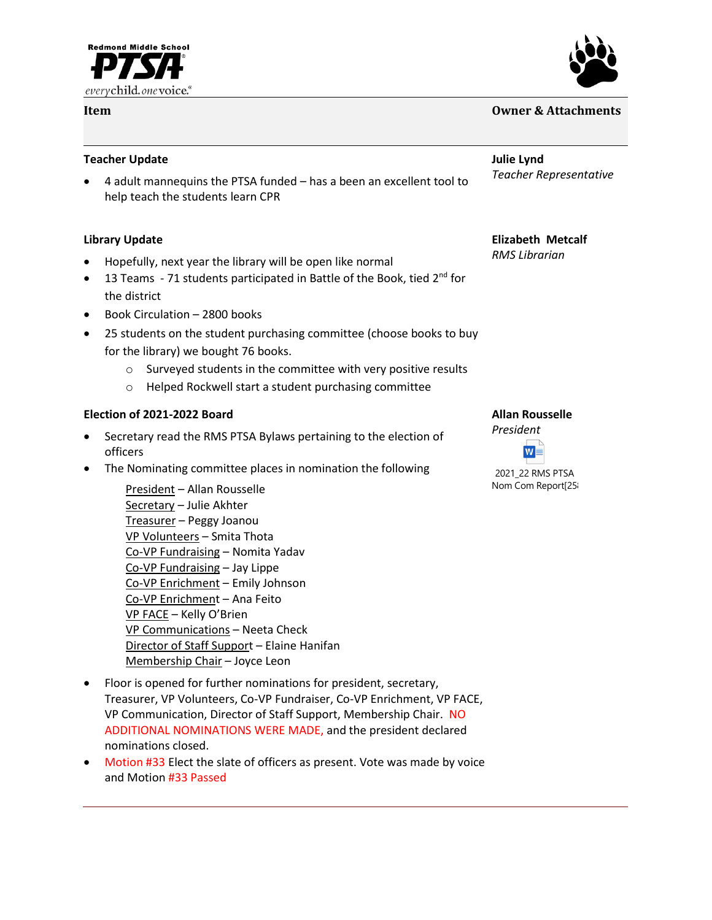| Item | Owner & Attachments |
|---|---|
| **Teacher Update**<br>• 4 adult mannequins the PTSA funded – has a been an excellent tool to help teach the students learn CPR | **Julie Lynd**<br>*Teacher Representative* |
| **Library Update**<br>• Hopefully, next year the library will be open like normal<br>• 13 Teams - 71 students participated in Battle of the Book, tied 2nd for the district<br>• Book Circulation – 2800 books<br>• 25 students on the student purchasing committee (choose books to buy for the library) we bought 76 books.<br>  ○ Surveyed students in the committee with very positive results<br>  ○ Helped Rockwell start a student purchasing committee | **Elizabeth Metcalf**<br>*RMS Librarian* |
| **Election of 2021-2022 Board**<br>• Secretary read the RMS PTSA Bylaws pertaining to the election of officers<br>• The Nominating committee places in nomination the following<br>  President – Allan Rousselle<br>  Secretary – Julie Akhter<br>  Treasurer – Peggy Joanou<br>  VP Volunteers – Smita Thota<br>  Co-VP Fundraising – Nomita Yadav<br>  Co-VP Fundraising – Jay Lippe<br>  Co-VP Enrichment – Emily Johnson<br>  Co-VP Enrichment – Ana Feito<br>  VP FACE – Kelly O'Brien<br>  VP Communications – Neeta Check<br>  Director of Staff Support – Elaine Hanifan<br>  Membership Chair – Joyce Leon<br>• Floor is opened for further nominations for president, secretary, Treasurer, VP Volunteers, Co-VP Fundraiser, Co-VP Enrichment, VP FACE, VP Communication, Director of Staff Support, Membership Chair. NO ADDITIONAL NOMINATIONS WERE MADE, and the president declared nominations closed.<br>• Motion #33 Elect the slate of officers as present. Vote was made by voice and Motion #33 Passed | **Allan Rousselle**<br>*President*<br>2021_22 RMS PTSA Nom Com Report[25 |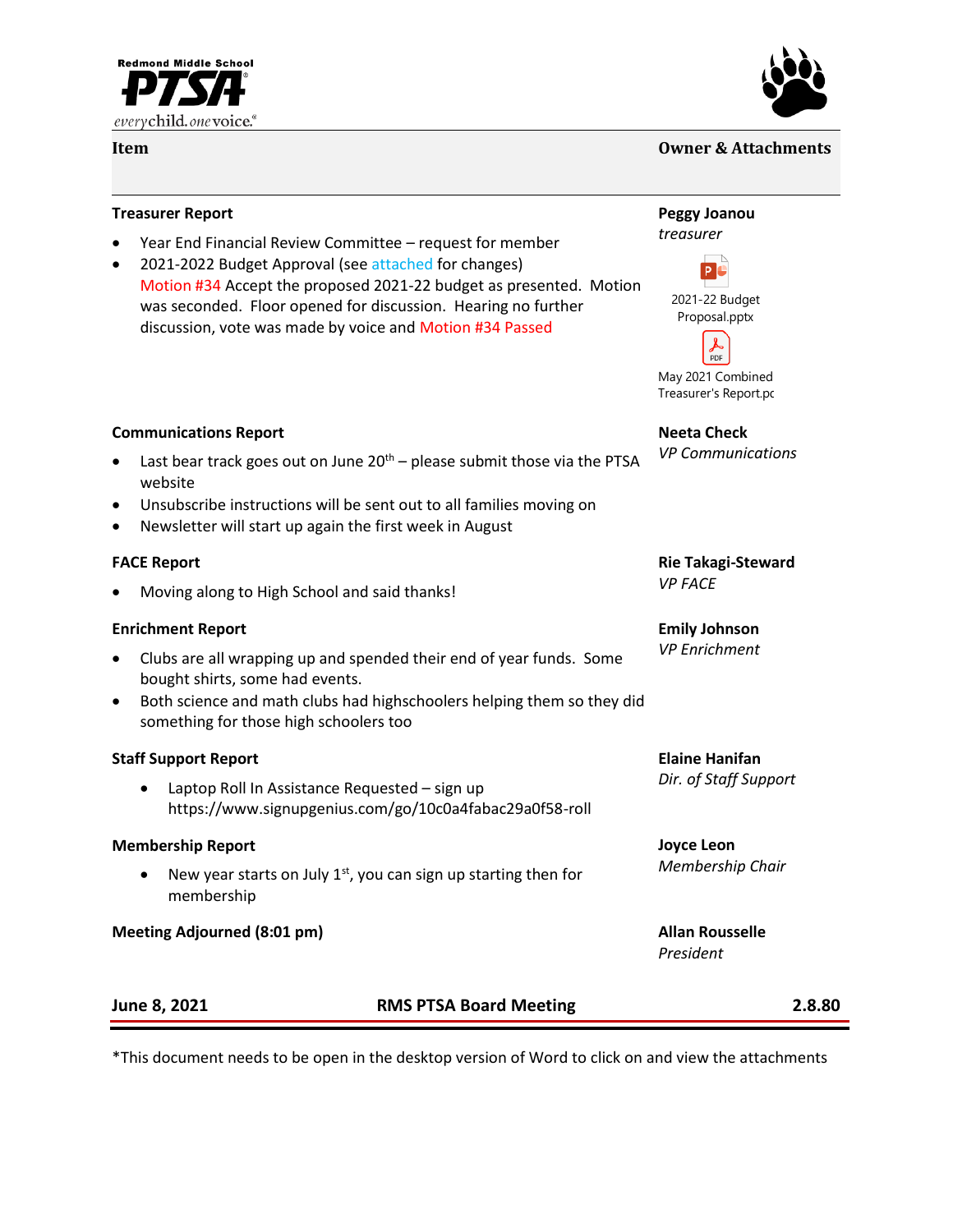| Item | Owner & Attachments |
|---|---|
| **Treasurer Report**<br>• Year End Financial Review Committee – request for member<br>• 2021-2022 Budget Approval (see attached for changes)<br>Motion #34 Accept the proposed 2021-22 budget as presented. Motion was seconded. Floor opened for discussion. Hearing no further discussion, vote was made by voice and Motion #34 Passed | **Peggy Joanou**<br>*treasurer*<br>2021-22 Budget Proposal.pptx<br>May 2021 Combined Treasurer's Report.pc |
| **Communications Report**<br>• Last bear track goes out on June 20th – please submit those via the PTSA website<br>• Unsubscribe instructions will be sent out to all families moving on<br>• Newsletter will start up again the first week in August | **Neeta Check**<br>*VP Communications* |
| **FACE Report**<br>• Moving along to High School and said thanks! | **Rie Takagi-Steward**<br>*VP FACE* |
| **Enrichment Report**<br>• Clubs are all wrapping up and spended their end of year funds. Some bought shirts, some had events.<br>• Both science and math clubs had highschoolers helping them so they did something for those high schoolers too | **Emily Johnson**<br>*VP Enrichment* |
| **Staff Support Report**<br>• Laptop Roll In Assistance Requested – sign up https://www.signupgenius.com/go/10c0a4fabac29a0f58-roll | **Elaine Hanifan**<br>*Dir. of Staff Support* |
| **Membership Report**<br>• New year starts on July 1st, you can sign up starting then for membership | **Joyce Leon**<br>*Membership Chair* |
| **Meeting Adjourned (8:01 pm)** | **Allan Rousselle**<br>*President* |

*This document needs to be open in the desktop version of Word to click on and view the attachments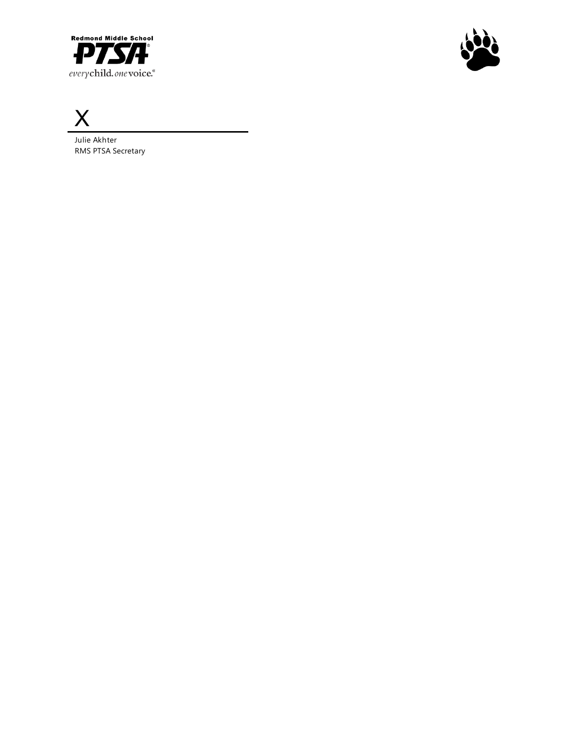X

\_\_\_\_\_\_\_\_\_\_\_\_\_\_\_\_\_\_\_\_\_\_\_\_\_\_\_\_\_\_\_\_\_\_

Julie Akhter
RMS PTSA Secretary